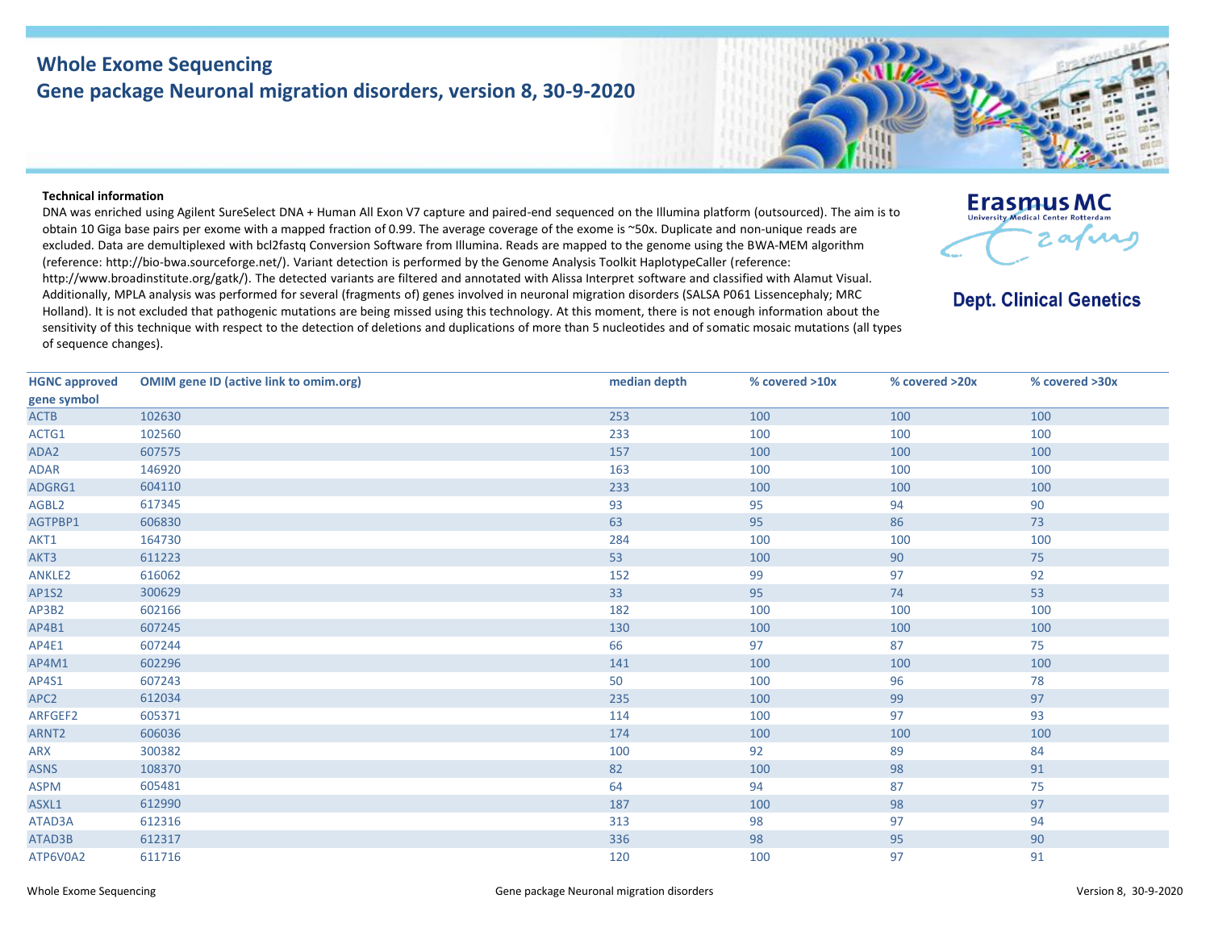# Whole Exome Sequencing
## Gene package Neuronal migration disorders, version 8, 30-9-2020

Erasmus MC
University Medical Center Rotterdam

**Dept. Clinical Genetics**

**Technical information**

DNA was enriched using Agilent SureSelect DNA + Human All Exon V7 capture and paired-end sequenced on the Illumina platform (outsourced). The aim is to obtain 10 Giga base pairs per exome with a mapped fraction of 0.99. The average coverage of the exome is ~50x. Duplicate and non-unique reads are excluded. Data are demultiplexed with bcl2fastq Conversion Software from Illumina. Reads are mapped to the genome using the BWA-MEM algorithm (reference: http://bio-bwa.sourceforge.net/). Variant detection is performed by the Genome Analysis Toolkit HaplotypeCaller (reference: http://www.broadinstitute.org/gatk/). The detected variants are filtered and annotated with Alissa Interpret software and classified with Alamut Visual. Additionally, MPLA analysis was performed for several (fragments of) genes involved in neuronal migration disorders (SALSA P061 Lissencephaly; MRC Holland). It is not excluded that pathogenic mutations are being missed using this technology. At this moment, there is not enough information about the sensitivity of this technique with respect to the detection of deletions and duplications of more than 5 nucleotides and of somatic mosaic mutations (all types of sequence changes).

| HGNC approved gene symbol | OMIM gene ID (active link to omim.org) | median depth | % covered >10x | % covered >20x | % covered >30x |
|---|---|---|---|---|---|
| ACTB | 102630 | 253 | 100 | 100 | 100 |
| ACTG1 | 102560 | 233 | 100 | 100 | 100 |
| ADA2 | 607575 | 157 | 100 | 100 | 100 |
| ADAR | 146920 | 163 | 100 | 100 | 100 |
| ADGRG1 | 604110 | 233 | 100 | 100 | 100 |
| AGBL2 | 617345 | 93 | 95 | 94 | 90 |
| AGTPBP1 | 606830 | 63 | 95 | 86 | 73 |
| AKT1 | 164730 | 284 | 100 | 100 | 100 |
| AKT3 | 611223 | 53 | 100 | 90 | 75 |
| ANKLE2 | 616062 | 152 | 99 | 97 | 92 |
| AP1S2 | 300629 | 33 | 95 | 74 | 53 |
| AP3B2 | 602166 | 182 | 100 | 100 | 100 |
| AP4B1 | 607245 | 130 | 100 | 100 | 100 |
| AP4E1 | 607244 | 66 | 97 | 87 | 75 |
| AP4M1 | 602296 | 141 | 100 | 100 | 100 |
| AP4S1 | 607243 | 50 | 100 | 96 | 78 |
| APC2 | 612034 | 235 | 100 | 99 | 97 |
| ARFGEF2 | 605371 | 114 | 100 | 97 | 93 |
| ARNT2 | 606036 | 174 | 100 | 100 | 100 |
| ARX | 300382 | 100 | 92 | 89 | 84 |
| ASNS | 108370 | 82 | 100 | 98 | 91 |
| ASPM | 605481 | 64 | 94 | 87 | 75 |
| ASXL1 | 612990 | 187 | 100 | 98 | 97 |
| ATAD3A | 612316 | 313 | 98 | 97 | 94 |
| ATAD3B | 612317 | 336 | 98 | 95 | 90 |
| ATP6V0A2 | 611716 | 120 | 100 | 97 | 91 |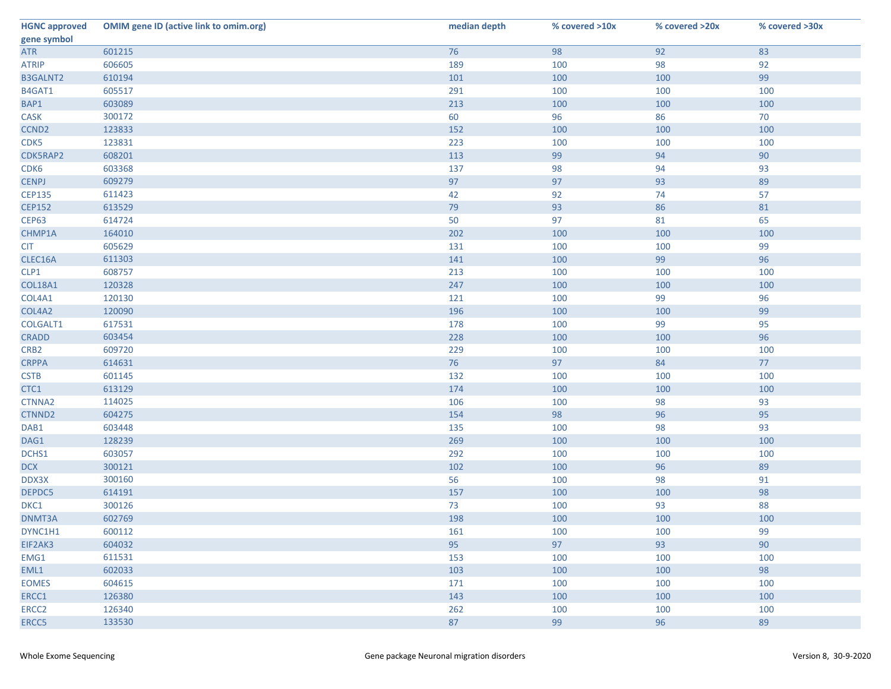| HGNC approved gene symbol | OMIM gene ID (active link to omim.org) | median depth | % covered >10x | % covered >20x | % covered >30x |
|---|---|---|---|---|---|
| ATR | 601215 | 76 | 98 | 92 | 83 |
| ATRIP | 606605 | 189 | 100 | 98 | 92 |
| B3GALNT2 | 610194 | 101 | 100 | 100 | 99 |
| B4GAT1 | 605517 | 291 | 100 | 100 | 100 |
| BAP1 | 603089 | 213 | 100 | 100 | 100 |
| CASK | 300172 | 60 | 96 | 86 | 70 |
| CCND2 | 123833 | 152 | 100 | 100 | 100 |
| CDK5 | 123831 | 223 | 100 | 100 | 100 |
| CDK5RAP2 | 608201 | 113 | 99 | 94 | 90 |
| CDK6 | 603368 | 137 | 98 | 94 | 93 |
| CENPJ | 609279 | 97 | 97 | 93 | 89 |
| CEP135 | 611423 | 42 | 92 | 74 | 57 |
| CEP152 | 613529 | 79 | 93 | 86 | 81 |
| CEP63 | 614724 | 50 | 97 | 81 | 65 |
| CHMP1A | 164010 | 202 | 100 | 100 | 100 |
| CIT | 605629 | 131 | 100 | 100 | 99 |
| CLEC16A | 611303 | 141 | 100 | 99 | 96 |
| CLP1 | 608757 | 213 | 100 | 100 | 100 |
| COL18A1 | 120328 | 247 | 100 | 100 | 100 |
| COL4A1 | 120130 | 121 | 100 | 99 | 96 |
| COL4A2 | 120090 | 196 | 100 | 100 | 99 |
| COLGALT1 | 617531 | 178 | 100 | 99 | 95 |
| CRADD | 603454 | 228 | 100 | 100 | 96 |
| CRB2 | 609720 | 229 | 100 | 100 | 100 |
| CRPPA | 614631 | 76 | 97 | 84 | 77 |
| CSTB | 601145 | 132 | 100 | 100 | 100 |
| CTC1 | 613129 | 174 | 100 | 100 | 100 |
| CTNNA2 | 114025 | 106 | 100 | 98 | 93 |
| CTNND2 | 604275 | 154 | 98 | 96 | 95 |
| DAB1 | 603448 | 135 | 100 | 98 | 93 |
| DAG1 | 128239 | 269 | 100 | 100 | 100 |
| DCHS1 | 603057 | 292 | 100 | 100 | 100 |
| DCX | 300121 | 102 | 100 | 96 | 89 |
| DDX3X | 300160 | 56 | 100 | 98 | 91 |
| DEPDC5 | 614191 | 157 | 100 | 100 | 98 |
| DKC1 | 300126 | 73 | 100 | 93 | 88 |
| DNMT3A | 602769 | 198 | 100 | 100 | 100 |
| DYNC1H1 | 600112 | 161 | 100 | 100 | 99 |
| EIF2AK3 | 604032 | 95 | 97 | 93 | 90 |
| EMG1 | 611531 | 153 | 100 | 100 | 100 |
| EML1 | 602033 | 103 | 100 | 100 | 98 |
| EOMES | 604615 | 171 | 100 | 100 | 100 |
| ERCC1 | 126380 | 143 | 100 | 100 | 100 |
| ERCC2 | 126340 | 262 | 100 | 100 | 100 |
| ERCC5 | 133530 | 87 | 99 | 96 | 89 |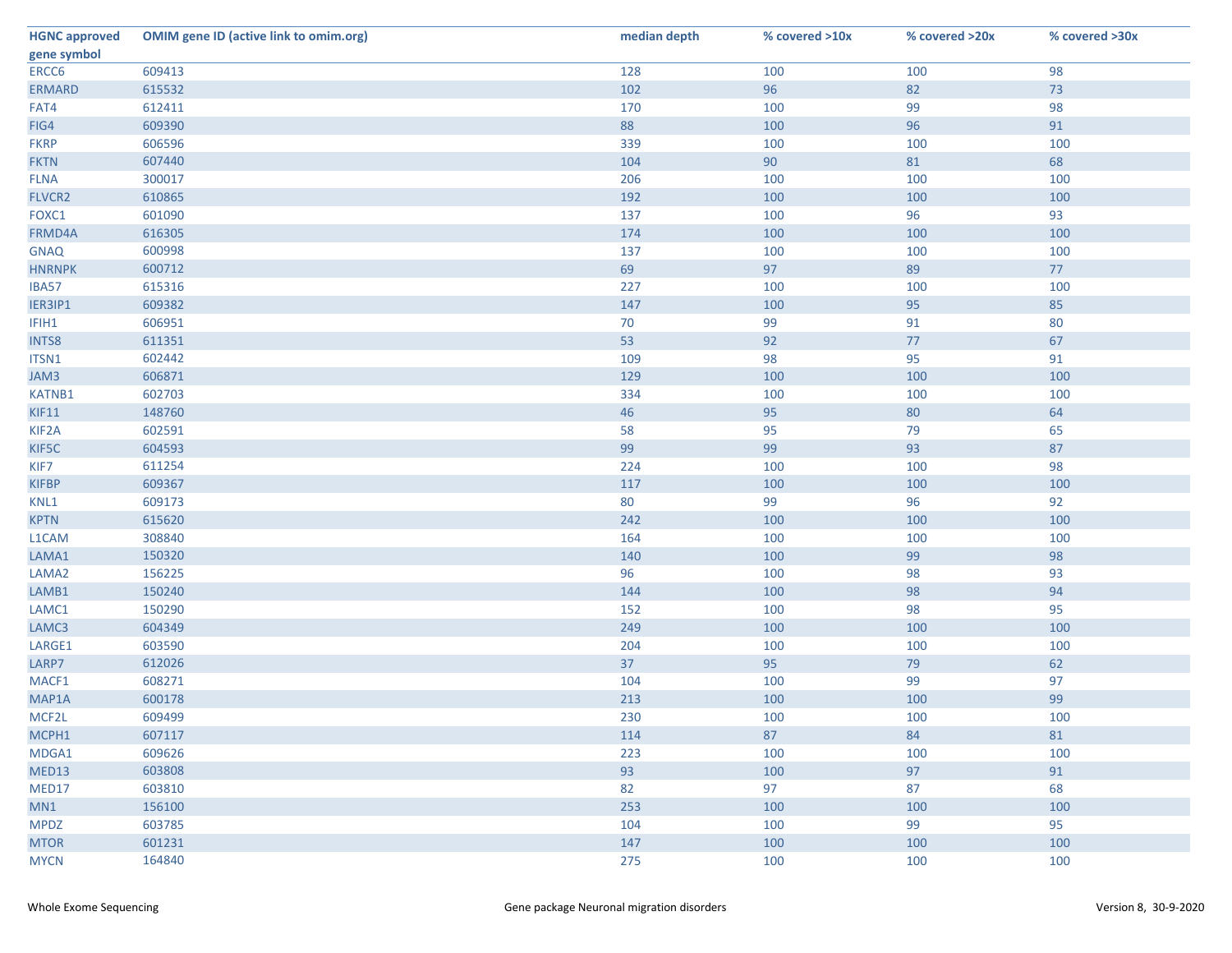| HGNC approved gene symbol | OMIM gene ID (active link to omim.org) | median depth | % covered >10x | % covered >20x | % covered >30x |
|---|---|---|---|---|---|
| ERCC6 | 609413 | 128 | 100 | 100 | 98 |
| ERMARD | 615532 | 102 | 96 | 82 | 73 |
| FAT4 | 612411 | 170 | 100 | 99 | 98 |
| FIG4 | 609390 | 88 | 100 | 96 | 91 |
| FKRP | 606596 | 339 | 100 | 100 | 100 |
| FKTN | 607440 | 104 | 90 | 81 | 68 |
| FLNA | 300017 | 206 | 100 | 100 | 100 |
| FLVCR2 | 610865 | 192 | 100 | 100 | 100 |
| FOXC1 | 601090 | 137 | 100 | 96 | 93 |
| FRMD4A | 616305 | 174 | 100 | 100 | 100 |
| GNAQ | 600998 | 137 | 100 | 100 | 100 |
| HNRNPK | 600712 | 69 | 97 | 89 | 77 |
| IBA57 | 615316 | 227 | 100 | 100 | 100 |
| IER3IP1 | 609382 | 147 | 100 | 95 | 85 |
| IFIH1 | 606951 | 70 | 99 | 91 | 80 |
| INTS8 | 611351 | 53 | 92 | 77 | 67 |
| ITSN1 | 602442 | 109 | 98 | 95 | 91 |
| JAM3 | 606871 | 129 | 100 | 100 | 100 |
| KATNB1 | 602703 | 334 | 100 | 100 | 100 |
| KIF11 | 148760 | 46 | 95 | 80 | 64 |
| KIF2A | 602591 | 58 | 95 | 79 | 65 |
| KIF5C | 604593 | 99 | 99 | 93 | 87 |
| KIF7 | 611254 | 224 | 100 | 100 | 98 |
| KIFBP | 609367 | 117 | 100 | 100 | 100 |
| KNL1 | 609173 | 80 | 99 | 96 | 92 |
| KPTN | 615620 | 242 | 100 | 100 | 100 |
| L1CAM | 308840 | 164 | 100 | 100 | 100 |
| LAMA1 | 150320 | 140 | 100 | 99 | 98 |
| LAMA2 | 156225 | 96 | 100 | 98 | 93 |
| LAMB1 | 150240 | 144 | 100 | 98 | 94 |
| LAMC1 | 150290 | 152 | 100 | 98 | 95 |
| LAMC3 | 604349 | 249 | 100 | 100 | 100 |
| LARGE1 | 603590 | 204 | 100 | 100 | 100 |
| LARP7 | 612026 | 37 | 95 | 79 | 62 |
| MACF1 | 608271 | 104 | 100 | 99 | 97 |
| MAP1A | 600178 | 213 | 100 | 100 | 99 |
| MCF2L | 609499 | 230 | 100 | 100 | 100 |
| MCPH1 | 607117 | 114 | 87 | 84 | 81 |
| MDGA1 | 609626 | 223 | 100 | 100 | 100 |
| MED13 | 603808 | 93 | 100 | 97 | 91 |
| MED17 | 603810 | 82 | 97 | 87 | 68 |
| MN1 | 156100 | 253 | 100 | 100 | 100 |
| MPDZ | 603785 | 104 | 100 | 99 | 95 |
| MTOR | 601231 | 147 | 100 | 100 | 100 |
| MYCN | 164840 | 275 | 100 | 100 | 100 |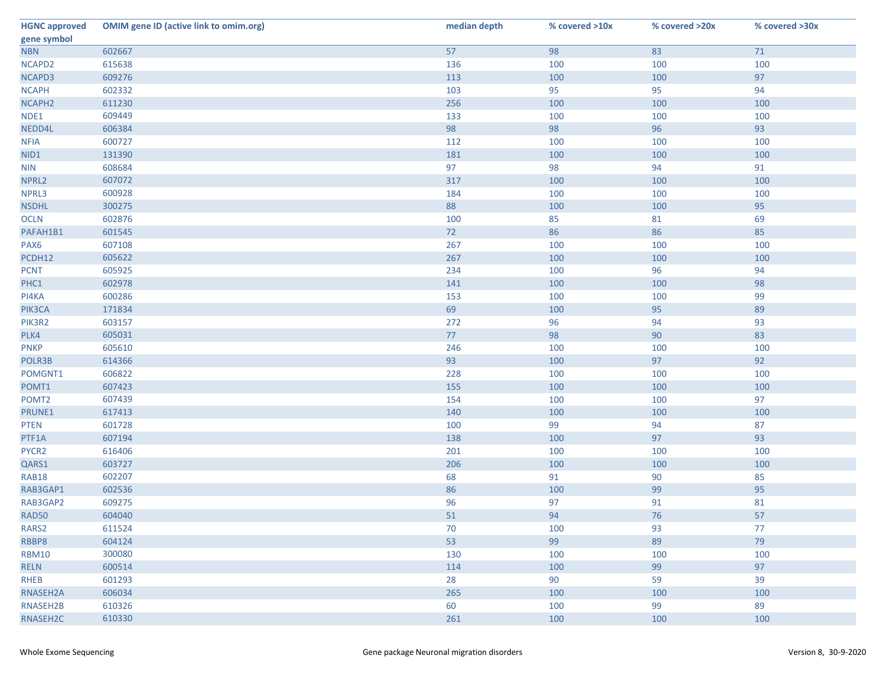| HGNC approved gene symbol | OMIM gene ID (active link to omim.org) | median depth | % covered >10x | % covered >20x | % covered >30x |
|---|---|---|---|---|---|
| NBN | 602667 | 57 | 98 | 83 | 71 |
| NCAPD2 | 615638 | 136 | 100 | 100 | 100 |
| NCAPD3 | 609276 | 113 | 100 | 100 | 97 |
| NCAPH | 602332 | 103 | 95 | 95 | 94 |
| NCAPH2 | 611230 | 256 | 100 | 100 | 100 |
| NDE1 | 609449 | 133 | 100 | 100 | 100 |
| NEDD4L | 606384 | 98 | 98 | 96 | 93 |
| NFIA | 600727 | 112 | 100 | 100 | 100 |
| NID1 | 131390 | 181 | 100 | 100 | 100 |
| NIN | 608684 | 97 | 98 | 94 | 91 |
| NPRL2 | 607072 | 317 | 100 | 100 | 100 |
| NPRL3 | 600928 | 184 | 100 | 100 | 100 |
| NSDHL | 300275 | 88 | 100 | 100 | 95 |
| OCLN | 602876 | 100 | 85 | 81 | 69 |
| PAFAH1B1 | 601545 | 72 | 86 | 86 | 85 |
| PAX6 | 607108 | 267 | 100 | 100 | 100 |
| PCDH12 | 605622 | 267 | 100 | 100 | 100 |
| PCNT | 605925 | 234 | 100 | 96 | 94 |
| PHC1 | 602978 | 141 | 100 | 100 | 98 |
| PI4KA | 600286 | 153 | 100 | 100 | 99 |
| PIK3CA | 171834 | 69 | 100 | 95 | 89 |
| PIK3R2 | 603157 | 272 | 96 | 94 | 93 |
| PLK4 | 605031 | 77 | 98 | 90 | 83 |
| PNKP | 605610 | 246 | 100 | 100 | 100 |
| POLR3B | 614366 | 93 | 100 | 97 | 92 |
| POMGNT1 | 606822 | 228 | 100 | 100 | 100 |
| POMT1 | 607423 | 155 | 100 | 100 | 100 |
| POMT2 | 607439 | 154 | 100 | 100 | 97 |
| PRUNE1 | 617413 | 140 | 100 | 100 | 100 |
| PTEN | 601728 | 100 | 99 | 94 | 87 |
| PTF1A | 607194 | 138 | 100 | 97 | 93 |
| PYCR2 | 616406 | 201 | 100 | 100 | 100 |
| QARS1 | 603727 | 206 | 100 | 100 | 100 |
| RAB18 | 602207 | 68 | 91 | 90 | 85 |
| RAB3GAP1 | 602536 | 86 | 100 | 99 | 95 |
| RAB3GAP2 | 609275 | 96 | 97 | 91 | 81 |
| RAD50 | 604040 | 51 | 94 | 76 | 57 |
| RARS2 | 611524 | 70 | 100 | 93 | 77 |
| RBBP8 | 604124 | 53 | 99 | 89 | 79 |
| RBM10 | 300080 | 130 | 100 | 100 | 100 |
| RELN | 600514 | 114 | 100 | 99 | 97 |
| RHEB | 601293 | 28 | 90 | 59 | 39 |
| RNASEH2A | 606034 | 265 | 100 | 100 | 100 |
| RNASEH2B | 610326 | 60 | 100 | 99 | 89 |
| RNASEH2C | 610330 | 261 | 100 | 100 | 100 |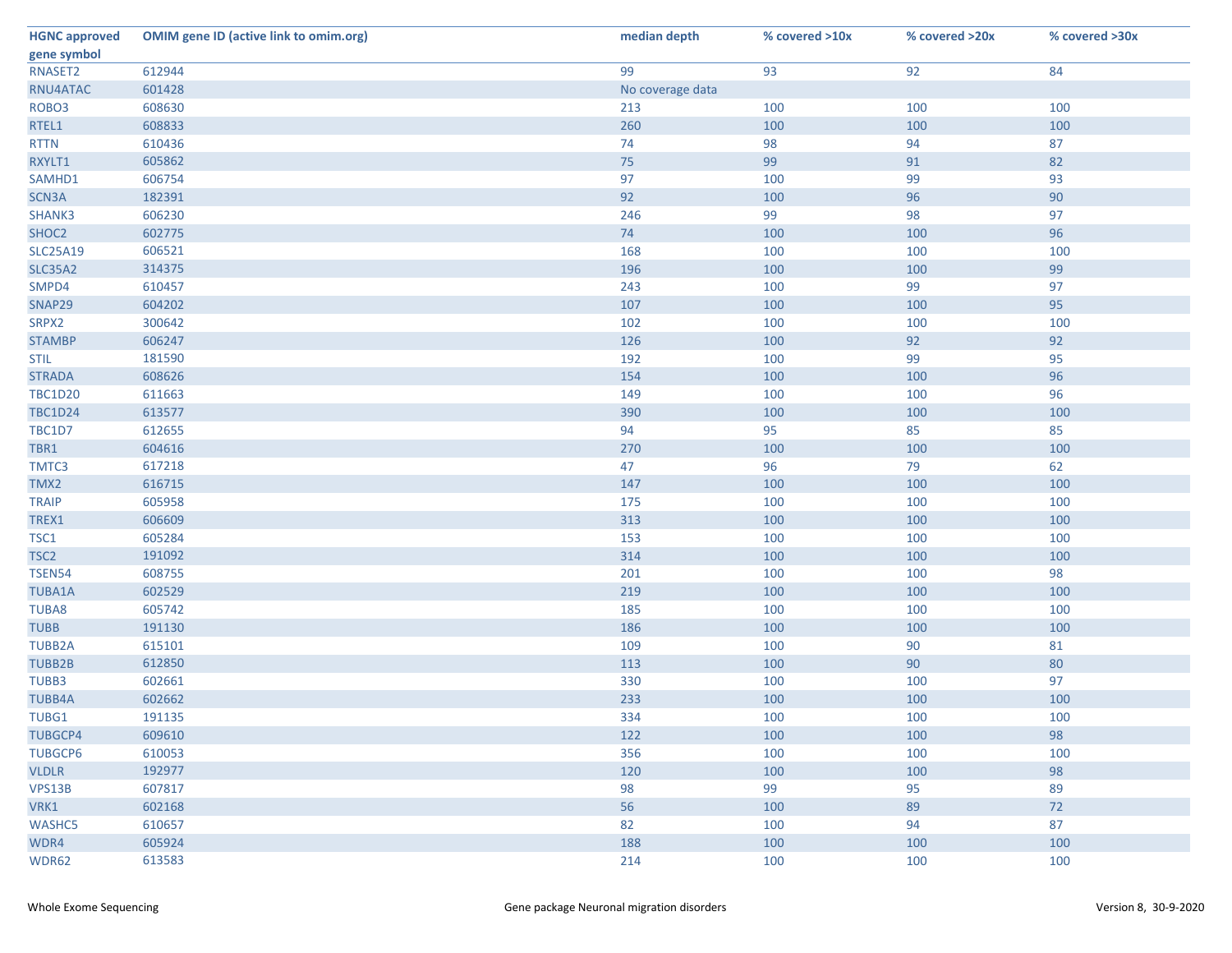| HGNC approved gene symbol | OMIM gene ID (active link to omim.org) | median depth | % covered >10x | % covered >20x | % covered >30x |
|---|---|---|---|---|---|
| RNASET2 | 612944 | 99 | 93 | 92 | 84 |
| RNU4ATAC | 601428 | No coverage data | | | |
| ROBO3 | 608630 | 213 | 100 | 100 | 100 |
| RTEL1 | 608833 | 260 | 100 | 100 | 100 |
| RTTN | 610436 | 74 | 98 | 94 | 87 |
| RXYLT1 | 605862 | 75 | 99 | 91 | 82 |
| SAMHD1 | 606754 | 97 | 100 | 99 | 93 |
| SCN3A | 182391 | 92 | 100 | 96 | 90 |
| SHANK3 | 606230 | 246 | 99 | 98 | 97 |
| SHOC2 | 602775 | 74 | 100 | 100 | 96 |
| SLC25A19 | 606521 | 168 | 100 | 100 | 100 |
| SLC35A2 | 314375 | 196 | 100 | 100 | 99 |
| SMPD4 | 610457 | 243 | 100 | 99 | 97 |
| SNAP29 | 604202 | 107 | 100 | 100 | 95 |
| SRPX2 | 300642 | 102 | 100 | 100 | 100 |
| STAMBP | 606247 | 126 | 100 | 92 | 92 |
| STIL | 181590 | 192 | 100 | 99 | 95 |
| STRADA | 608626 | 154 | 100 | 100 | 96 |
| TBC1D20 | 611663 | 149 | 100 | 100 | 96 |
| TBC1D24 | 613577 | 390 | 100 | 100 | 100 |
| TBC1D7 | 612655 | 94 | 95 | 85 | 85 |
| TBR1 | 604616 | 270 | 100 | 100 | 100 |
| TMTC3 | 617218 | 47 | 96 | 79 | 62 |
| TMX2 | 616715 | 147 | 100 | 100 | 100 |
| TRAIP | 605958 | 175 | 100 | 100 | 100 |
| TREX1 | 606609 | 313 | 100 | 100 | 100 |
| TSC1 | 605284 | 153 | 100 | 100 | 100 |
| TSC2 | 191092 | 314 | 100 | 100 | 100 |
| TSEN54 | 608755 | 201 | 100 | 100 | 98 |
| TUBA1A | 602529 | 219 | 100 | 100 | 100 |
| TUBA8 | 605742 | 185 | 100 | 100 | 100 |
| TUBB | 191130 | 186 | 100 | 100 | 100 |
| TUBB2A | 615101 | 109 | 100 | 90 | 81 |
| TUBB2B | 612850 | 113 | 100 | 90 | 80 |
| TUBB3 | 602661 | 330 | 100 | 100 | 97 |
| TUBB4A | 602662 | 233 | 100 | 100 | 100 |
| TUBG1 | 191135 | 334 | 100 | 100 | 100 |
| TUBGCP4 | 609610 | 122 | 100 | 100 | 98 |
| TUBGCP6 | 610053 | 356 | 100 | 100 | 100 |
| VLDLR | 192977 | 120 | 100 | 100 | 98 |
| VPS13B | 607817 | 98 | 99 | 95 | 89 |
| VRK1 | 602168 | 56 | 100 | 89 | 72 |
| WASHC5 | 610657 | 82 | 100 | 94 | 87 |
| WDR4 | 605924 | 188 | 100 | 100 | 100 |
| WDR62 | 613583 | 214 | 100 | 100 | 100 |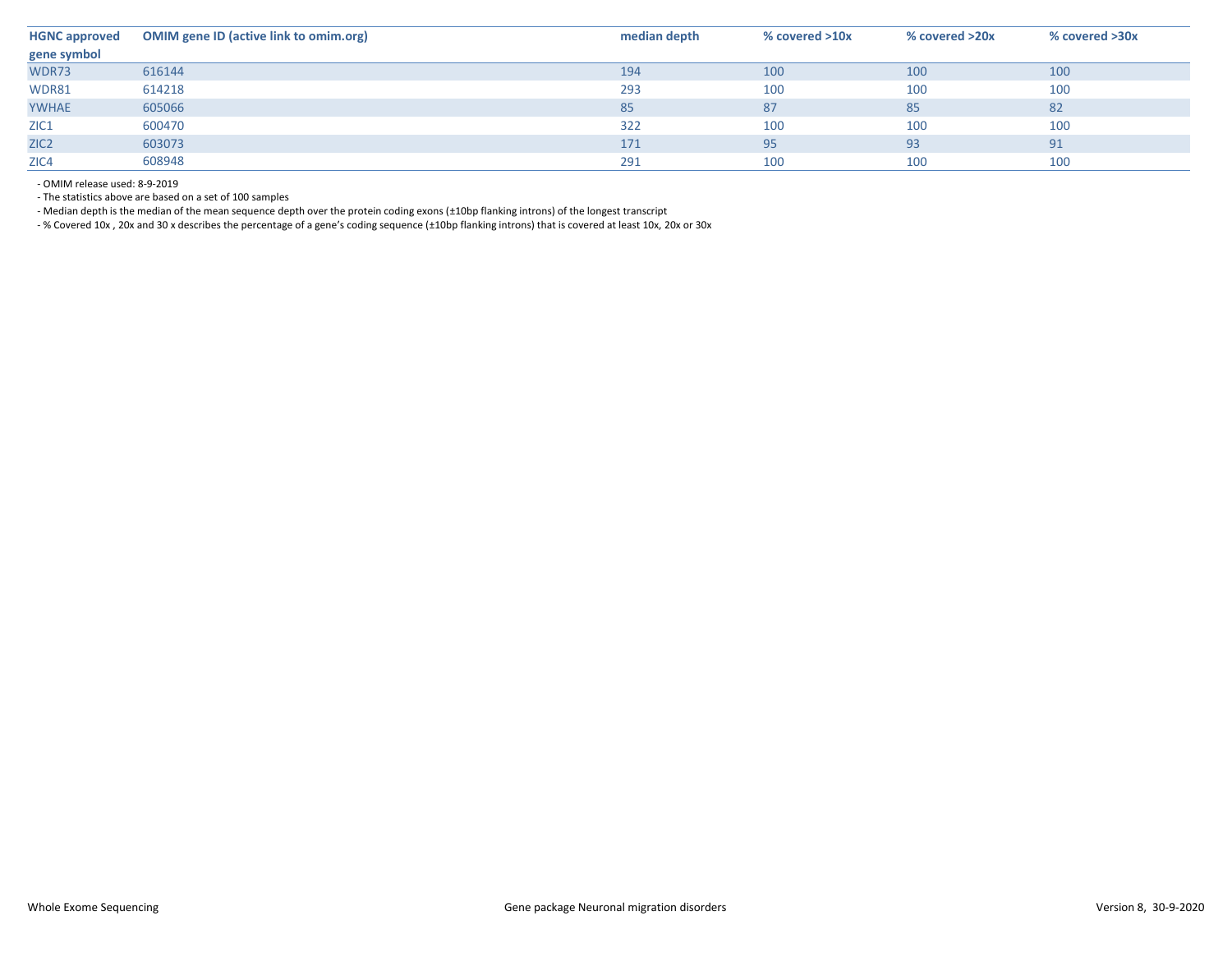| HGNC approved gene symbol | OMIM gene ID (active link to omim.org) | median depth | % covered >10x | % covered >20x | % covered >30x |
|---|---|---|---|---|---|
| WDR73 | 616144 | 194 | 100 | 100 | 100 |
| WDR81 | 614218 | 293 | 100 | 100 | 100 |
| YWHAE | 605066 | 85 | 87 | 85 | 82 |
| ZIC1 | 600470 | 322 | 100 | 100 | 100 |
| ZIC2 | 603073 | 171 | 95 | 93 | 91 |
| ZIC4 | 608948 | 291 | 100 | 100 | 100 |

- OMIM release used: 8-9-2019
- The statistics above are based on a set of 100 samples
- Median depth is the median of the mean sequence depth over the protein coding exons (±10bp flanking introns) of the longest transcript
- % Covered 10x , 20x and 30 x describes the percentage of a gene's coding sequence (±10bp flanking introns) that is covered at least 10x, 20x or 30x